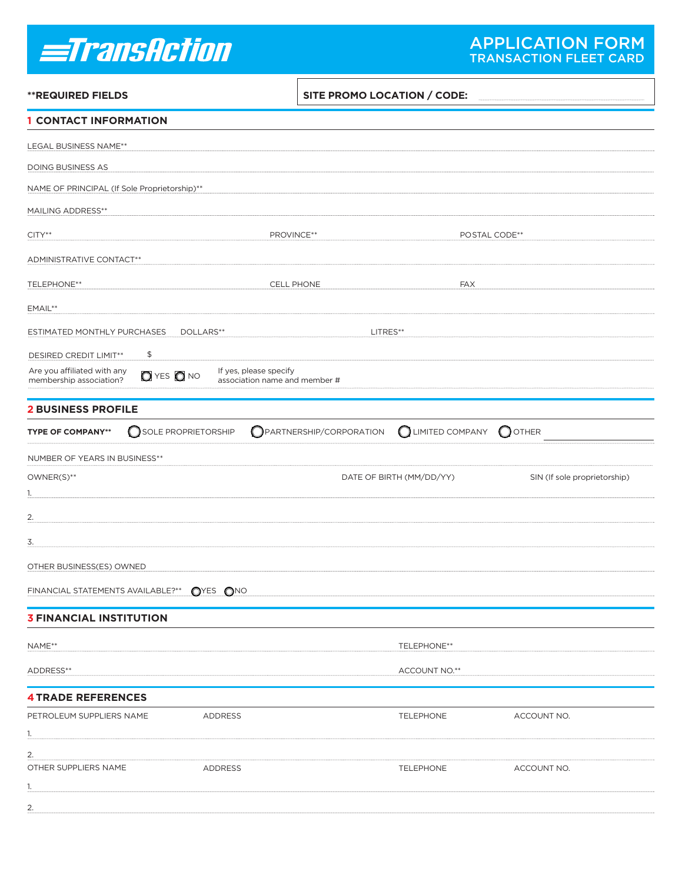# TransAction

## APPLICATION FORM
### TRANSACTION FLEET CARD

**REQUIRED FIELDS** | **SITE PROMO LOCATION / CODE:** ____________

## 1 CONTACT INFORMATION

LEGAL BUSINESS NAME** ____________

DOING BUSINESS AS ____________

NAME OF PRINCIPAL (If Sole Proprietorship)** ____________

MAILING ADDRESS** ____________

CITY** ____________ PROVINCE** ____________ POSTAL CODE** ____________

ADMINISTRATIVE CONTACT** ____________

TELEPHONE** ____________ CELL PHONE ____________ FAX ____________

EMAIL** ____________

ESTIMATED MONTHLY PURCHASES DOLLARS** ____________ LITRES** ____________

DESIRED CREDIT LIMIT** $ ____________

Are you affiliated with any membership association? ○ YES ○ NO If yes, please specify association name and member # ____________

## 2 BUSINESS PROFILE

**TYPE OF COMPANY**** ○ SOLE PROPRIETORSHIP ○ PARTNERSHIP/CORPORATION ○ LIMITED COMPANY ○ OTHER ____________

NUMBER OF YEARS IN BUSINESS** ____________

| OWNER(S)** | DATE OF BIRTH (MM/DD/YY) | SIN (If sole proprietorship) |
|---|---|---|
| 1. | | |
| 2. | | |
| 3. | | |

OTHER BUSINESS(ES) OWNED ____________

FINANCIAL STATEMENTS AVAILABLE?** ○ YES ○ NO

## 3 FINANCIAL INSTITUTION

NAME** ____________ TELEPHONE** ____________

ADDRESS** ____________ ACCOUNT NO.** ____________

## 4 TRADE REFERENCES

| PETROLEUM SUPPLIERS NAME | ADDRESS | TELEPHONE | ACCOUNT NO. |
|---|---|---|---|
| 1. | | | |
| 2. | | | |

| OTHER SUPPLIERS NAME | ADDRESS | TELEPHONE | ACCOUNT NO. |
|---|---|---|---|
| 1. | | | |
| 2. | | | |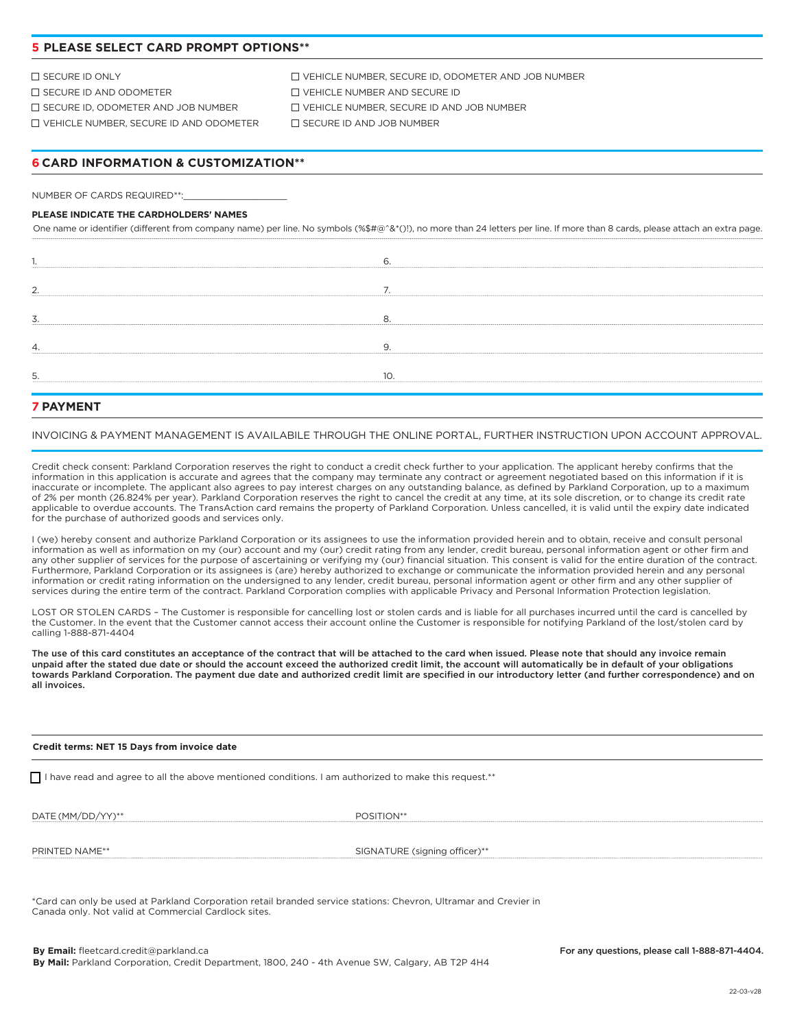## 5 PLEASE SELECT CARD PROMPT OPTIONS**

- ☐ SECURE ID ONLY
- ☐ SECURE ID AND ODOMETER
- ☐ SECURE ID, ODOMETER AND JOB NUMBER
- ☐ VEHICLE NUMBER, SECURE ID AND ODOMETER
- ☐ VEHICLE NUMBER, SECURE ID, ODOMETER AND JOB NUMBER
- ☐ VEHICLE NUMBER AND SECURE ID
- ☐ VEHICLE NUMBER, SECURE ID AND JOB NUMBER
- ☐ SECURE ID AND JOB NUMBER

## 6 CARD INFORMATION & CUSTOMIZATION**

NUMBER OF CARDS REQUIRED**: ____________________

**PLEASE INDICATE THE CARDHOLDERS' NAMES**

One name or identifier (different from company name) per line. No symbols (%$#@^&*()!), no more than 24 letters per line. If more than 8 cards, please attach an extra page.

| | |
|---|---|
| 1. | 6. |
| 2. | 7. |
| 3. | 8. |
| 4. | 9. |
| 5. | 10. |

## 7 PAYMENT

INVOICING & PAYMENT MANAGEMENT IS AVAILABILE THROUGH THE ONLINE PORTAL, FURTHER INSTRUCTION UPON ACCOUNT APPROVAL.

Credit check consent: Parkland Corporation reserves the right to conduct a credit check further to your application. The applicant hereby confirms that the information in this application is accurate and agrees that the company may terminate any contract or agreement negotiated based on this information if it is inaccurate or incomplete. The applicant also agrees to pay interest charges on any outstanding balance, as defined by Parkland Corporation, up to a maximum of 2% per month (26.824% per year). Parkland Corporation reserves the right to cancel the credit at any time, at its sole discretion, or to change its credit rate applicable to overdue accounts. The TransAction card remains the property of Parkland Corporation. Unless cancelled, it is valid until the expiry date indicated for the purchase of authorized goods and services only.

I (we) hereby consent and authorize Parkland Corporation or its assignees to use the information provided herein and to obtain, receive and consult personal information as well as information on my (our) account and my (our) credit rating from any lender, credit bureau, personal information agent or other firm and any other supplier of services for the purpose of ascertaining or verifying my (our) financial situation. This consent is valid for the entire duration of the contract. Furthermore, Parkland Corporation or its assignees is (are) hereby authorized to exchange or communicate the information provided herein and any personal information or credit rating information on the undersigned to any lender, credit bureau, personal information agent or other firm and any other supplier of services during the entire term of the contract. Parkland Corporation complies with applicable Privacy and Personal Information Protection legislation.

LOST OR STOLEN CARDS – The Customer is responsible for cancelling lost or stolen cards and is liable for all purchases incurred until the card is cancelled by the Customer. In the event that the Customer cannot access their account online the Customer is responsible for notifying Parkland of the lost/stolen card by calling 1-888-871-4404

**The use of this card constitutes an acceptance of the contract that will be attached to the card when issued. Please note that should any invoice remain unpaid after the stated due date or should the account exceed the authorized credit limit, the account will automatically be in default of your obligations towards Parkland Corporation. The payment due date and authorized credit limit are specified in our introductory letter (and further correspondence) and on all invoices.**

**Credit terms: NET 15 Days from invoice date**

☐ I have read and agree to all the above mentioned conditions. I am authorized to make this request.**

DATE (MM/DD/YY)** ____________________ POSITION** ____________________

PRINTED NAME** ____________________ SIGNATURE (signing officer)** ____________________

*Card can only be used at Parkland Corporation retail branded service stations: Chevron, Ultramar and Crevier in Canada only. Not valid at Commercial Cardlock sites.

**By Email:** fleetcard.credit@parkland.ca

**By Mail:** Parkland Corporation, Credit Department, 1800, 240 - 4th Avenue SW, Calgary, AB T2P 4H4

**For any questions, please call 1-888-871-4404.**

22-03-v28